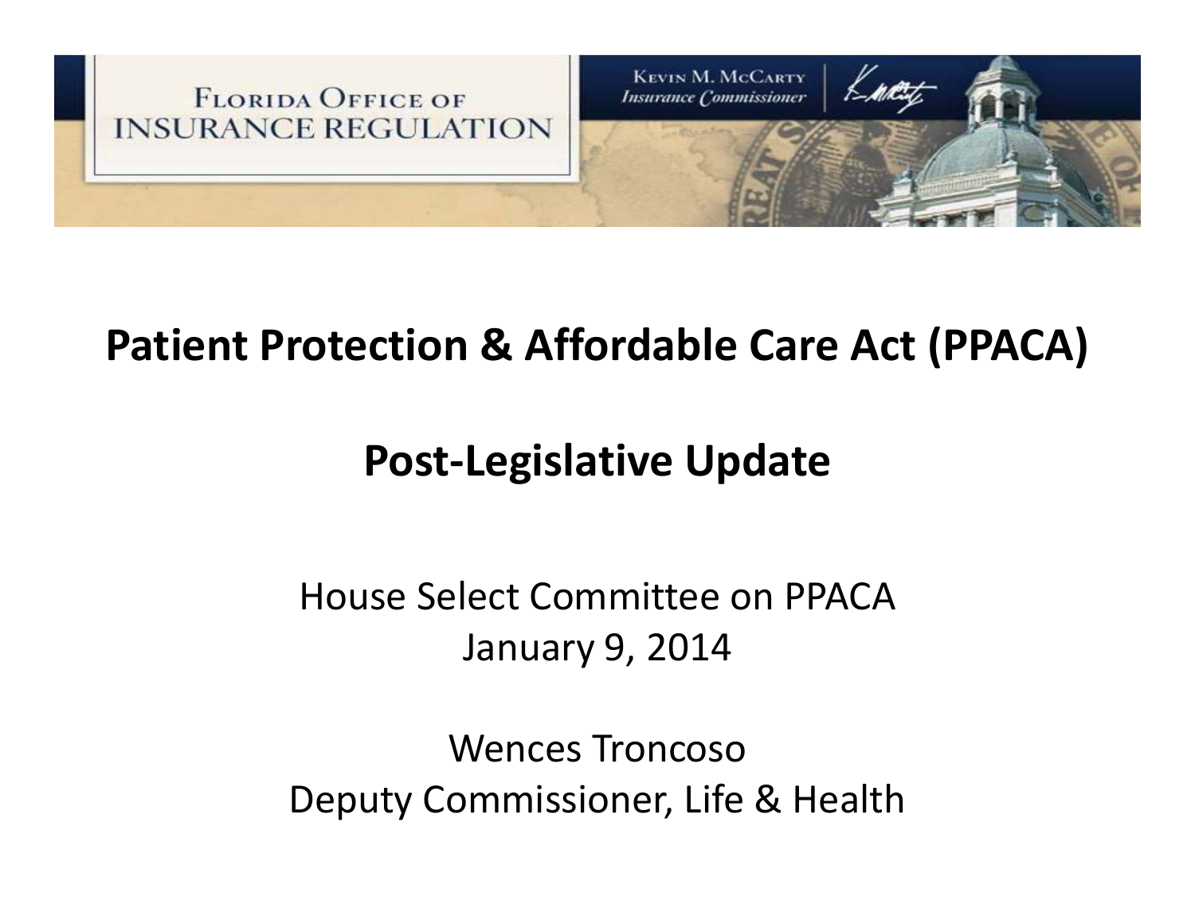FLORIDA OFFICE OF INSURANCE REGULATION

KEVIN M. MCCARTY
*Insurance Commissioner*

# Patient Protection & Affordable Care Act (PPACA)

# Post-Legislative Update

House Select Committee on PPACA
January 9, 2014

Wences Troncoso
Deputy Commissioner, Life & Health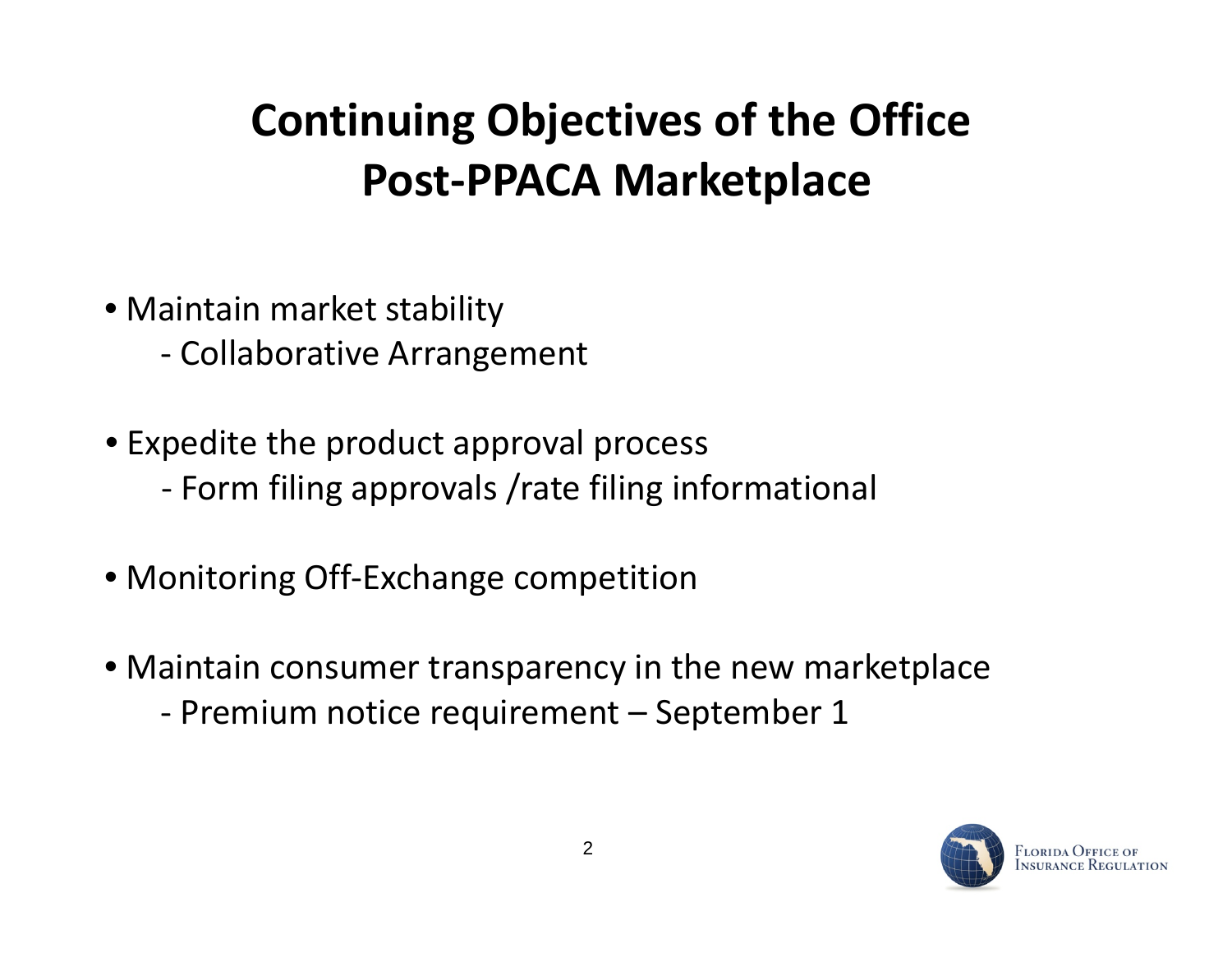# Continuing Objectives of the Office Post-PPACA Marketplace

- Maintain market stability
  - Collaborative Arrangement
- Expedite the product approval process
  - Form filing approvals /rate filing informational
- Monitoring Off-Exchange competition
- Maintain consumer transparency in the new marketplace
  - Premium notice requirement – September 1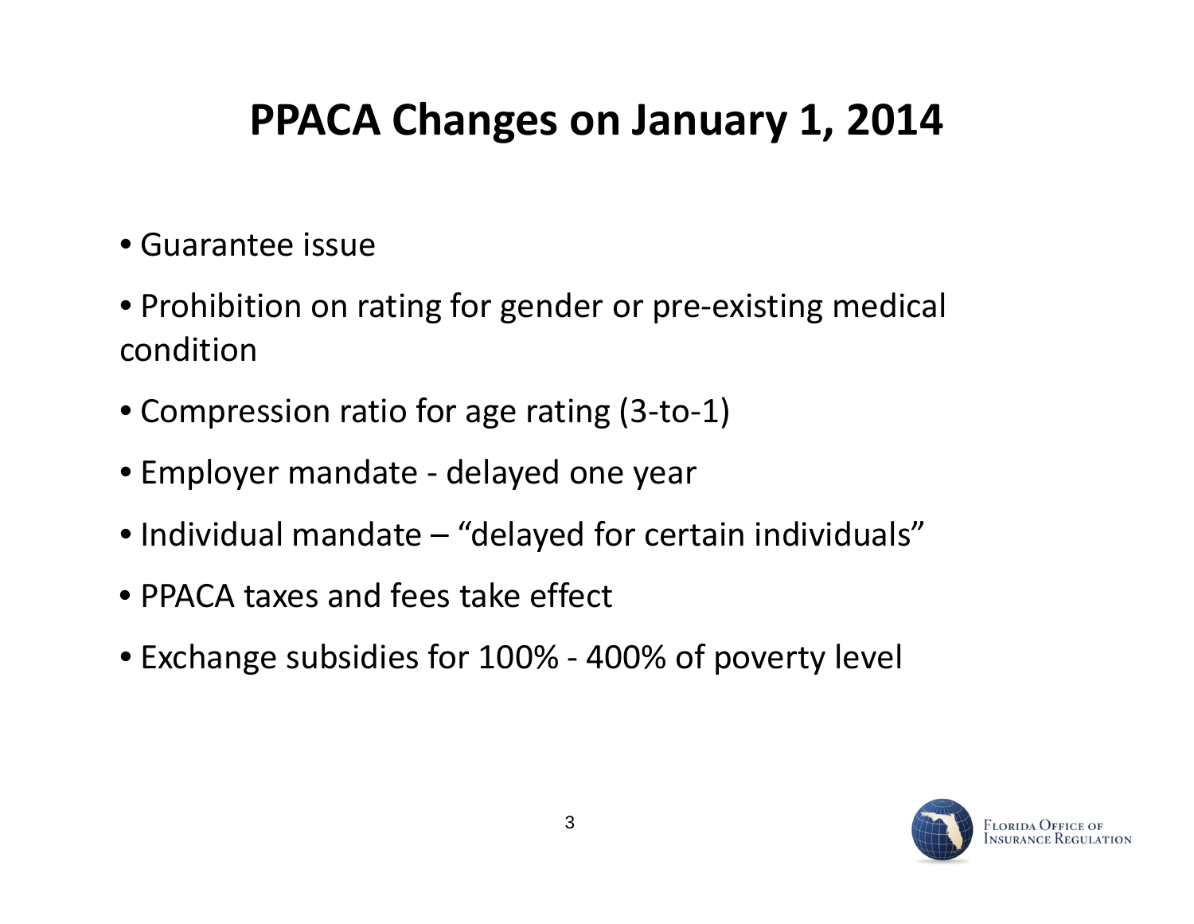# PPACA Changes on January 1, 2014

- Guarantee issue
- Prohibition on rating for gender or pre-existing medical condition
- Compression ratio for age rating (3-to-1)
- Employer mandate - delayed one year
- Individual mandate – “delayed for certain individuals”
- PPACA taxes and fees take effect
- Exchange subsidies for 100% - 400% of poverty level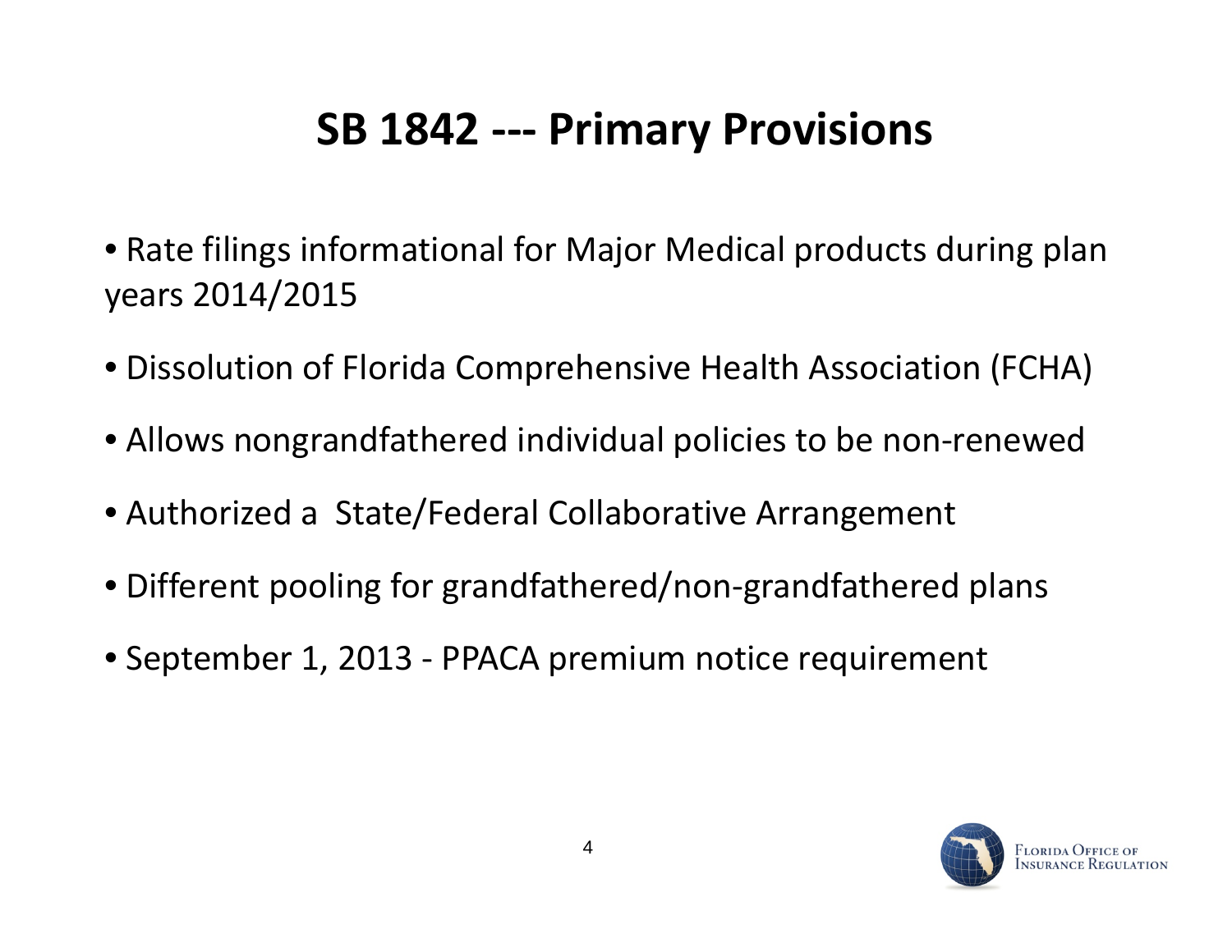# SB 1842 --- Primary Provisions

- Rate filings informational for Major Medical products during plan years 2014/2015
- Dissolution of Florida Comprehensive Health Association (FCHA)
- Allows nongrandfathered individual policies to be non-renewed
- Authorized a State/Federal Collaborative Arrangement
- Different pooling for grandfathered/non-grandfathered plans
- September 1, 2013 - PPACA premium notice requirement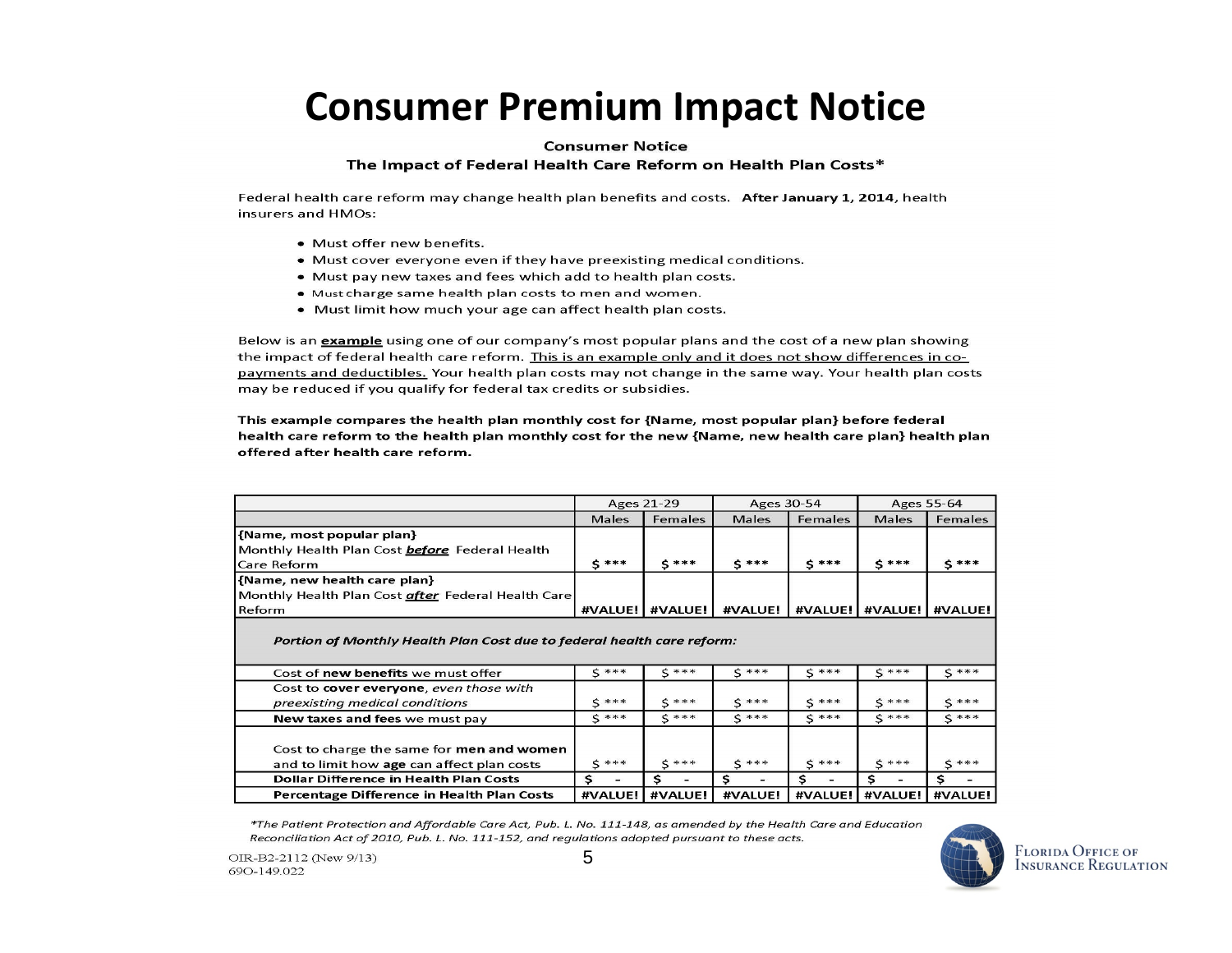# Consumer Premium Impact Notice

**Consumer Notice**
**The Impact of Federal Health Care Reform on Health Plan Costs***

Federal health care reform may change health plan benefits and costs. **After January 1, 2014,** health insurers and HMOs:

- Must offer new benefits.
- Must cover everyone even if they have preexisting medical conditions.
- Must pay new taxes and fees which add to health plan costs.
- Must charge same health plan costs to men and women.
- Must limit how much your age can affect health plan costs.

Below is an **example** using one of our company's most popular plans and the cost of a new plan showing the impact of federal health care reform. This is an example only and it does not show differences in co-payments and deductibles. Your health plan costs may not change in the same way. Your health plan costs may be reduced if you qualify for federal tax credits or subsidies.

**This example compares the health plan monthly cost for {Name, most popular plan} before federal health care reform to the health plan monthly cost for the new {Name, new health care plan} health plan offered after health care reform.**

| | Ages 21-29 | | Ages 30-54 | | Ages 55-64 | |
|---|---|---|---|---|---|---|
| | Males | Females | Males | Females | Males | Females |
| **{Name, most popular plan}** Monthly Health Plan Cost ***before*** Federal Health Care Reform | $ *** | $ *** | $ *** | $ *** | $ *** | $ *** |
| **{Name, new health care plan}** Monthly Health Plan Cost ***after*** Federal Health Care Reform | #VALUE! | #VALUE! | #VALUE! | #VALUE! | #VALUE! | #VALUE! |
| ***Portion of Monthly Health Plan Cost due to federal health care reform:*** | | | | | | |
| Cost of **new benefits** we must offer | $ *** | $ *** | $ *** | $ *** | $ *** | $ *** |
| Cost to **cover everyone**, *even those with preexisting medical conditions* | $ *** | $ *** | $ *** | $ *** | $ *** | $ *** |
| **New taxes and fees** we must pay | $ *** | $ *** | $ *** | $ *** | $ *** | $ *** |
| Cost to charge the same for **men and women** and to limit how **age** can affect plan costs | $ *** | $ *** | $ *** | $ *** | $ *** | $ *** |
| **Dollar Difference in Health Plan Costs** | $ - | $ - | $ - | $ - | $ - | $ - |
| **Percentage Difference in Health Plan Costs** | #VALUE! | #VALUE! | #VALUE! | #VALUE! | #VALUE! | #VALUE! |

*\*The Patient Protection and Affordable Care Act, Pub. L. No. 111-148, as amended by the Health Care and Education Reconciliation Act of 2010, Pub. L. No. 111-152, and regulations adopted pursuant to these acts.*

OIR-B2-2112 (New 9/13)
69O-149.022

Florida Office of Insurance Regulation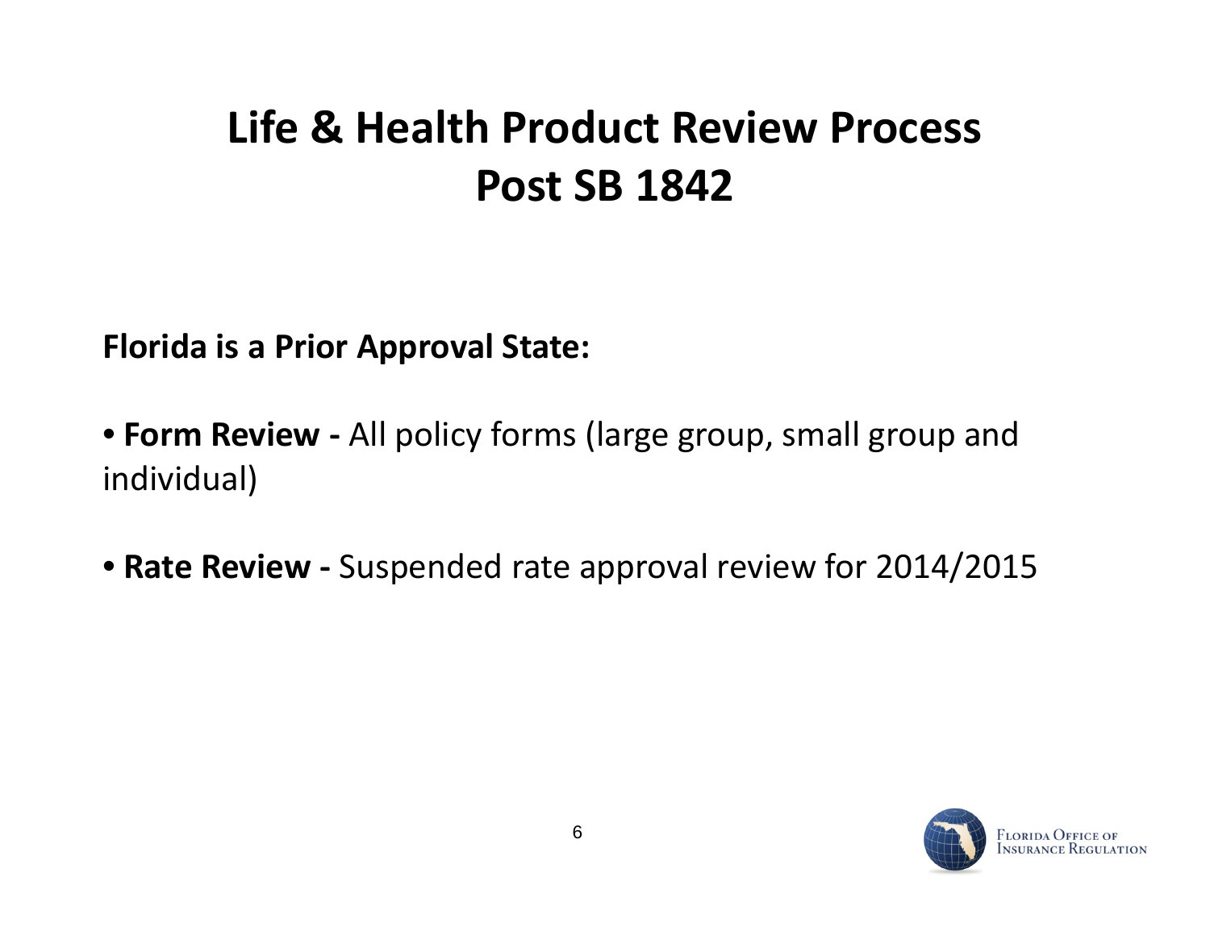# Life & Health Product Review Process Post SB 1842

**Florida is a Prior Approval State:**

- **Form Review -** All policy forms (large group, small group and individual)

- **Rate Review -** Suspended rate approval review for 2014/2015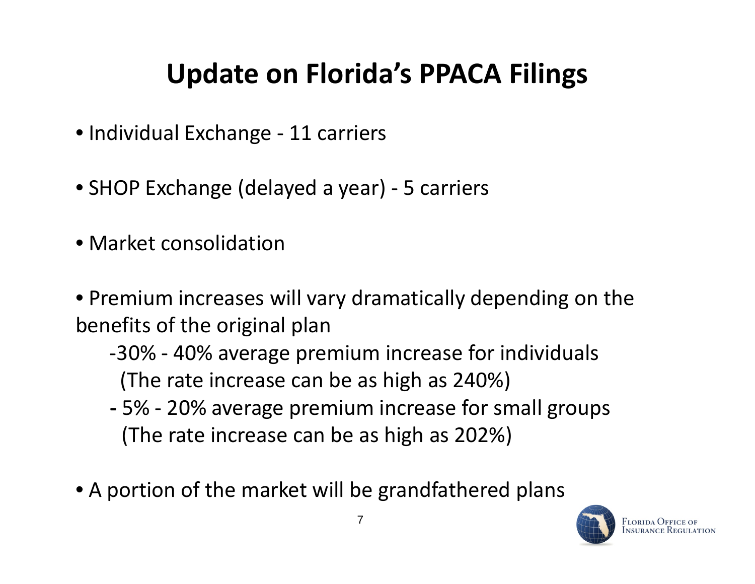# Update on Florida's PPACA Filings

- Individual Exchange - 11 carriers
- SHOP Exchange (delayed a year) - 5 carriers
- Market consolidation
- Premium increases will vary dramatically depending on the benefits of the original plan
  - 30% - 40% average premium increase for individuals (The rate increase can be as high as 240%)
  - 5% - 20% average premium increase for small groups (The rate increase can be as high as 202%)
- A portion of the market will be grandfathered plans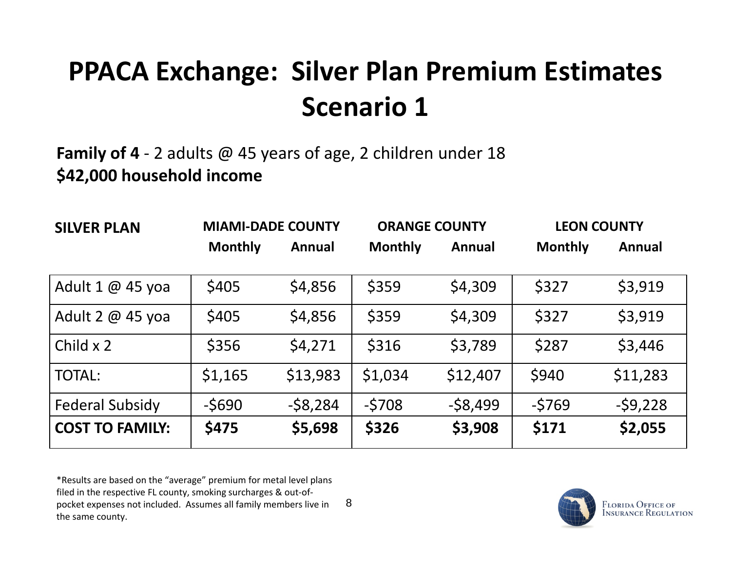# PPACA Exchange: Silver Plan Premium Estimates Scenario 1

**Family of 4** - 2 adults @ 45 years of age, 2 children under 18
**$42,000 household income**

| SILVER PLAN | MIAMI-DADE COUNTY | | ORANGE COUNTY | | LEON COUNTY | |
|---|---|---|---|---|---|---|
| | Monthly | Annual | Monthly | Annual | Monthly | Annual |
| Adult 1 @ 45 yoa | $405 | $4,856 | $359 | $4,309 | $327 | $3,919 |
| Adult 2 @ 45 yoa | $405 | $4,856 | $359 | $4,309 | $327 | $3,919 |
| Child x 2 | $356 | $4,271 | $316 | $3,789 | $287 | $3,446 |
| TOTAL: | $1,165 | $13,983 | $1,034 | $12,407 | $940 | $11,283 |
| Federal Subsidy | -$690 | -$8,284 | -$708 | -$8,499 | -$769 | -$9,228 |
| **COST TO FAMILY:** | **$475** | **$5,698** | **$326** | **$3,908** | **$171** | **$2,055** |

*Results are based on the "average" premium for metal level plans filed in the respective FL county, smoking surcharges & out-of-pocket expenses not included. Assumes all family members live in the same county.

Florida Office of Insurance Regulation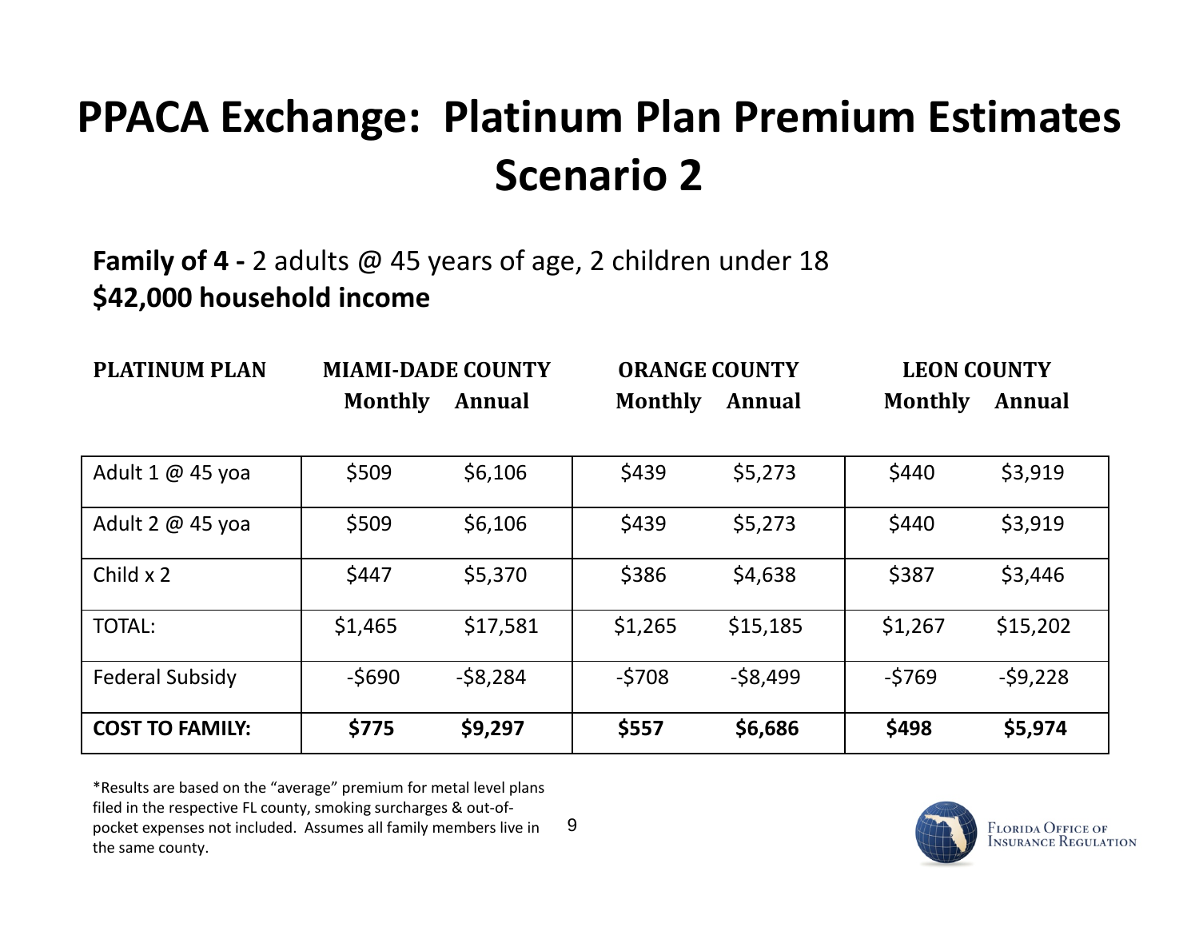# PPACA Exchange: Platinum Plan Premium Estimates Scenario 2

**Family of 4 -** 2 adults @ 45 years of age, 2 children under 18
**$42,000 household income**

| PLATINUM PLAN | MIAMI-DADE COUNTY | | ORANGE COUNTY | | LEON COUNTY | |
|---|---|---|---|---|---|---|
| | Monthly | Annual | Monthly | Annual | Monthly | Annual |
| Adult 1 @ 45 yoa | $509 | $6,106 | $439 | $5,273 | $440 | $3,919 |
| Adult 2 @ 45 yoa | $509 | $6,106 | $439 | $5,273 | $440 | $3,919 |
| Child x 2 | $447 | $5,370 | $386 | $4,638 | $387 | $3,446 |
| TOTAL: | $1,465 | $17,581 | $1,265 | $15,185 | $1,267 | $15,202 |
| Federal Subsidy | -$690 | -$8,284 | -$708 | -$8,499 | -$769 | -$9,228 |
| **COST TO FAMILY:** | **$775** | **$9,297** | **$557** | **$6,686** | **$498** | **$5,974** |

*Results are based on the "average" premium for metal level plans filed in the respective FL county, smoking surcharges & out-of-pocket expenses not included. Assumes all family members live in the same county.

Florida Office of Insurance Regulation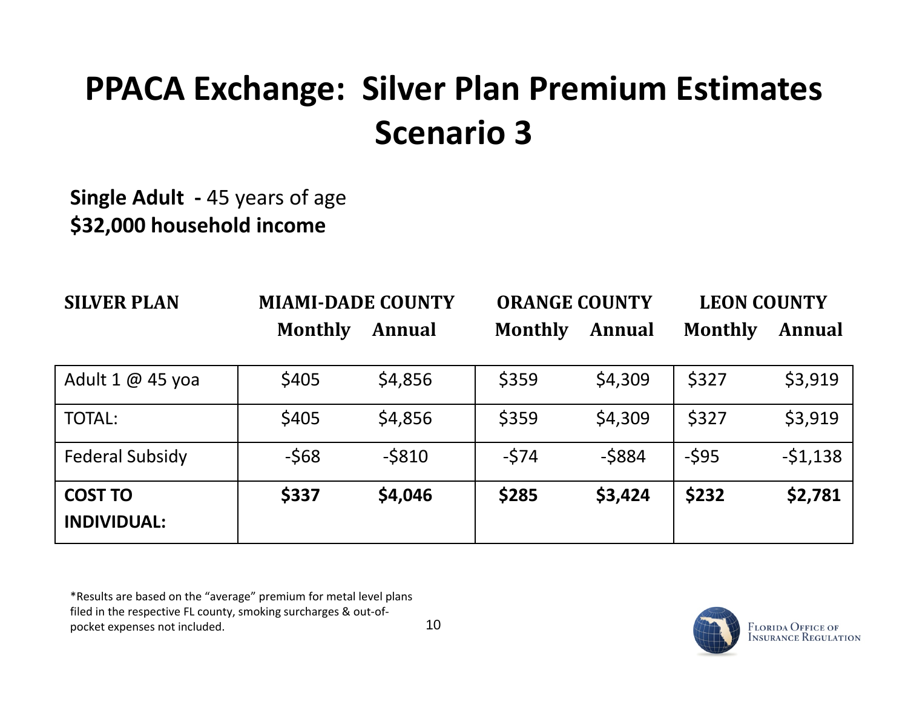# PPACA Exchange: Silver Plan Premium Estimates Scenario 3

**Single Adult -** 45 years of age
**$32,000 household income**

| SILVER PLAN | MIAMI-DADE COUNTY | | ORANGE COUNTY | | LEON COUNTY | |
|---|---|---|---|---|---|---|
| | Monthly | Annual | Monthly | Annual | Monthly | Annual |
| Adult 1 @ 45 yoa | $405 | $4,856 | $359 | $4,309 | $327 | $3,919 |
| TOTAL: | $405 | $4,856 | $359 | $4,309 | $327 | $3,919 |
| Federal Subsidy | -$68 | -$810 | -$74 | -$884 | -$95 | -$1,138 |
| **COST TO INDIVIDUAL:** | **$337** | **$4,046** | **$285** | **$3,424** | **$232** | **$2,781** |

*Results are based on the “average” premium for metal level plans filed in the respective FL county, smoking surcharges & out-of-pocket expenses not included.

Florida Office of Insurance Regulation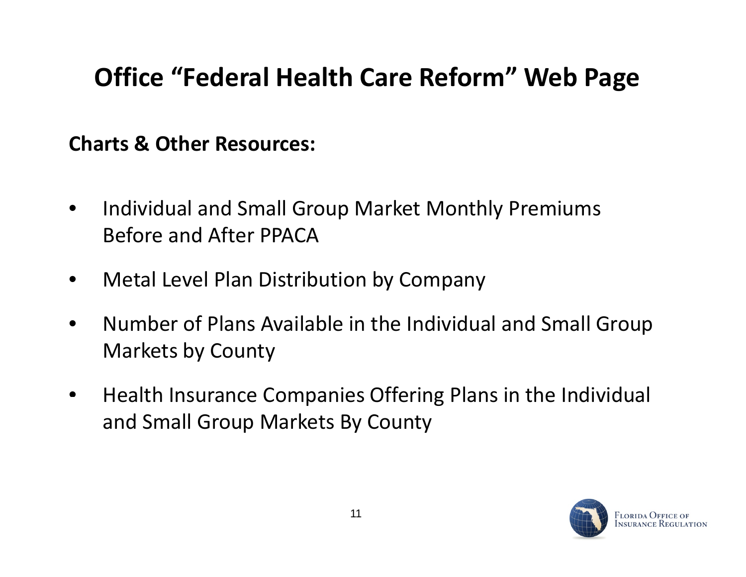# Office "Federal Health Care Reform" Web Page

**Charts & Other Resources:**

- Individual and Small Group Market Monthly Premiums Before and After PPACA
- Metal Level Plan Distribution by Company
- Number of Plans Available in the Individual and Small Group Markets by County
- Health Insurance Companies Offering Plans in the Individual and Small Group Markets By County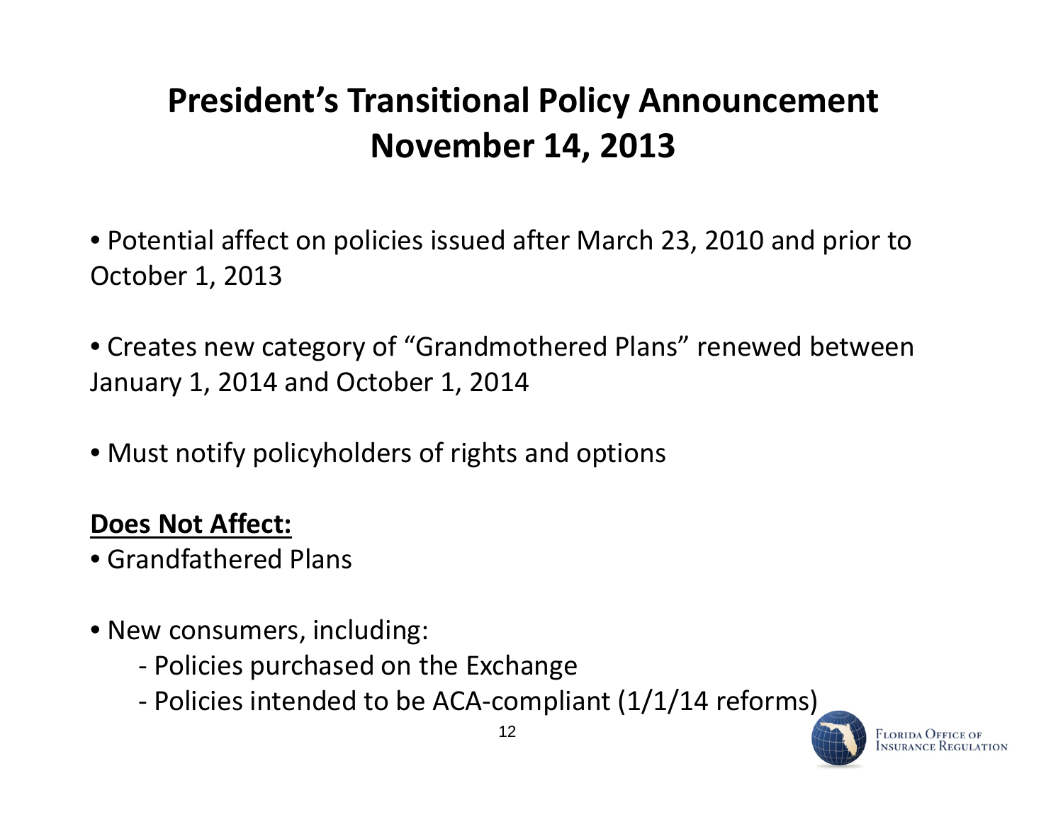# President's Transitional Policy Announcement November 14, 2013

- Potential affect on policies issued after March 23, 2010 and prior to October 1, 2013

- Creates new category of "Grandmothered Plans" renewed between January 1, 2014 and October 1, 2014

- Must notify policyholders of rights and options

**Does Not Affect:**

- Grandfathered Plans

- New consumers, including:
  - Policies purchased on the Exchange
  - Policies intended to be ACA-compliant (1/1/14 reforms)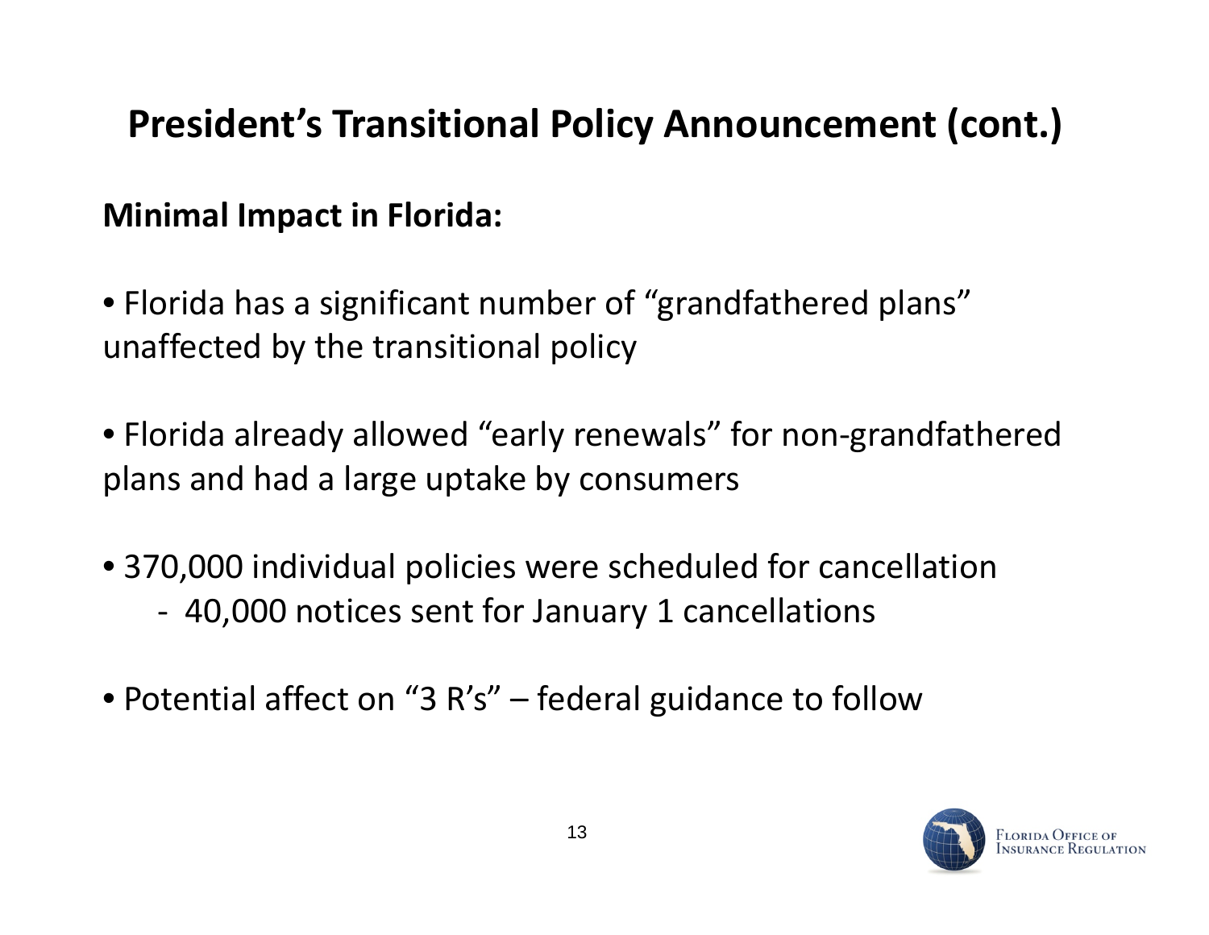# President's Transitional Policy Announcement (cont.)

**Minimal Impact in Florida:**

- Florida has a significant number of "grandfathered plans" unaffected by the transitional policy

- Florida already allowed "early renewals" for non-grandfathered plans and had a large uptake by consumers

- 370,000 individual policies were scheduled for cancellation
  - 40,000 notices sent for January 1 cancellations

- Potential affect on "3 R's" – federal guidance to follow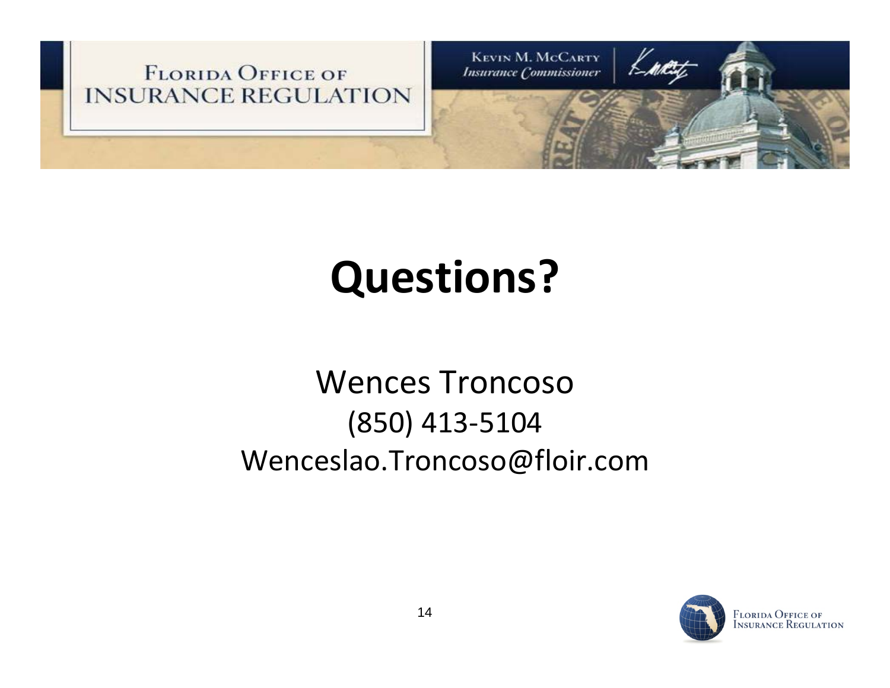# Questions?

Wences Troncoso

(850) 413-5104

Wenceslao.Troncoso@floir.com